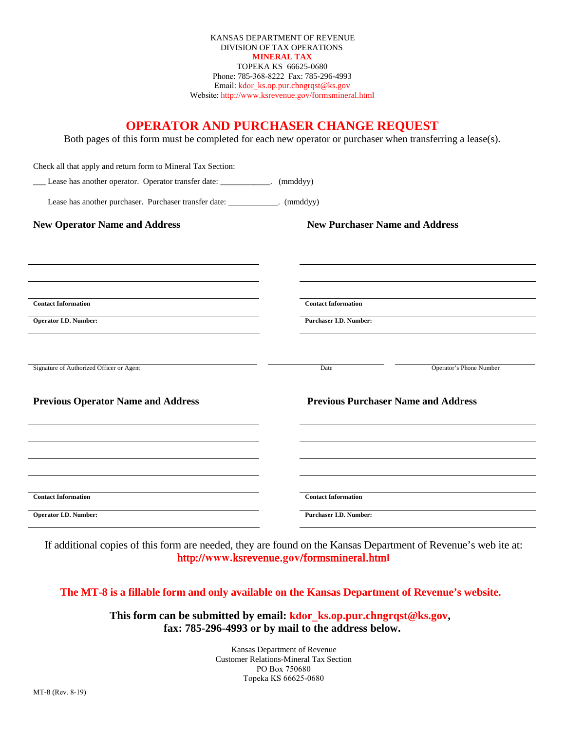KANSAS DEPARTMENT OF REVENUE
DIVISION OF TAX OPERATIONS
**MINERAL TAX**
TOPEKA KS 66625-0680
Phone: 785-368-8222 Fax: 785-296-4993
Email: kdor_ks.op.pur.chngrqst@ks.gov
Website: http://www.ksrevenue.gov/formsmineral.html

# OPERATOR AND PURCHASER CHANGE REQUEST

Both pages of this form must be completed for each new operator or purchaser when transferring a lease(s).

Check all that apply and return form to Mineral Tax Section:

___ Lease has another operator. Operator transfer date: ___________. (mmddyy)

Lease has another purchaser. Purchaser transfer date: ___________. (mmddyy)

### New Operator Name and Address

______________________________

______________________________

______________________________

______________________________

**Contact Information**

**Operator I.D. Number:**

### New Purchaser Name and Address

______________________________

______________________________

______________________________

______________________________

**Contact Information**

**Purchaser I.D. Number:**

______________________________ Signature of Authorized Officer or Agent

______________ Date

______________ Operator's Phone Number

### Previous Operator Name and Address

______________________________

______________________________

______________________________

______________________________

**Contact Information**

**Operator I.D. Number:**

### Previous Purchaser Name and Address

______________________________

______________________________

______________________________

______________________________

**Contact Information**

**Purchaser I.D. Number:**

If additional copies of this form are needed, they are found on the Kansas Department of Revenue's web ite at:
**http://www.ksrevenue.gov/formsmineral.html**

**The MT-8 is a fillable form and only available on the Kansas Department of Revenue's website.**

**This form can be submitted by email: kdor_ks.op.pur.chngrqst@ks.gov, fax: 785-296-4993 or by mail to the address below.**

Kansas Department of Revenue
Customer Relations-Mineral Tax Section
PO Box 750680
Topeka KS 66625-0680

MT-8 (Rev. 8-19)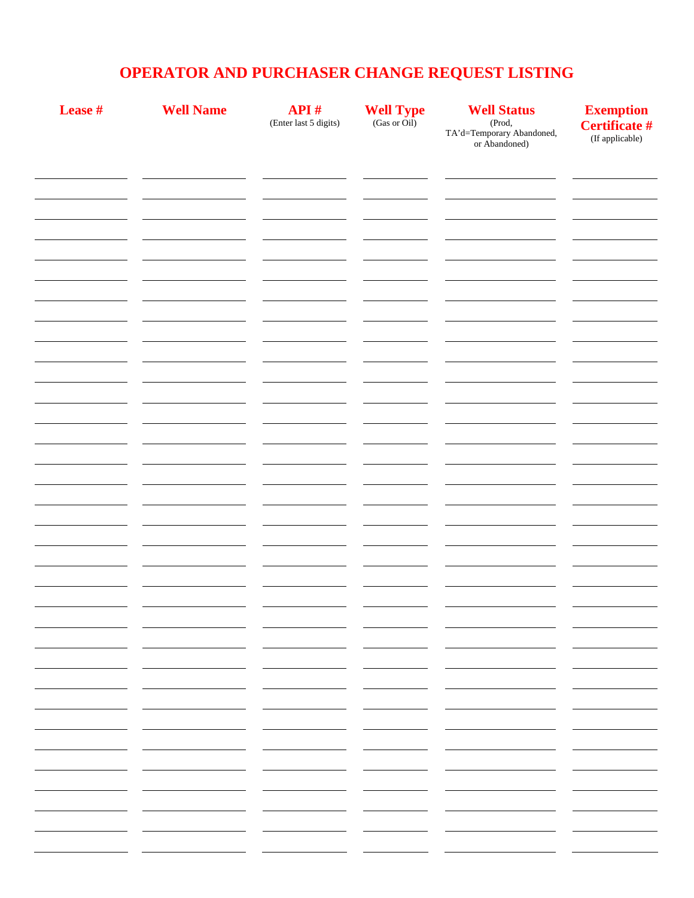# OPERATOR AND PURCHASER CHANGE REQUEST LISTING

| Lease # | Well Name | API # (Enter last 5 digits) | Well Type (Gas or Oil) | Well Status (Prod, TA'd=Temporary Abandoned, or Abandoned) | Exemption Certificate # (If applicable) |
|---|---|---|---|---|---|
| | | | | | |
| | | | | | |
| | | | | | |
| | | | | | |
| | | | | | |
| | | | | | |
| | | | | | |
| | | | | | |
| | | | | | |
| | | | | | |
| | | | | | |
| | | | | | |
| | | | | | |
| | | | | | |
| | | | | | |
| | | | | | |
| | | | | | |
| | | | | | |
| | | | | | |
| | | | | | |
| | | | | | |
| | | | | | |
| | | | | | |
| | | | | | |
| | | | | | |
| | | | | | |
| | | | | | |
| | | | | | |
| | | | | | |
| | | | | | |
| | | | | | |
| | | | | | |
| | | | | | |
| | | | | | |